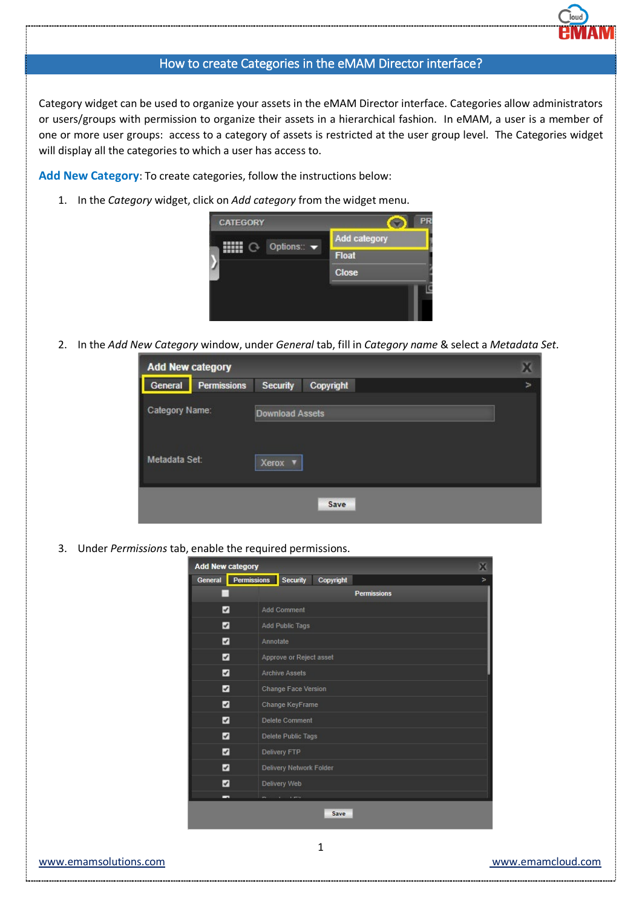# How to create Categories in the eMAM Director interface?

Category widget can be used to organize your assets in the eMAM Director interface. Categories allow administrators or users/groups with permission to organize their assets in a hierarchical fashion. In eMAM, a user is a member of one or more user groups: access to a category of assets is restricted at the user group level. The Categories widget will display all the categories to which a user has access to.

**Add New Category**: To create categories, follow the instructions below:

1. In the *Category* widget, click on *Add category* from the widget menu.

2. In the *Add New Category* window, under *General* tab, fill in *Category name* & select a *Metadata Set*.

3. Under *Permissions* tab, enable the required permissions.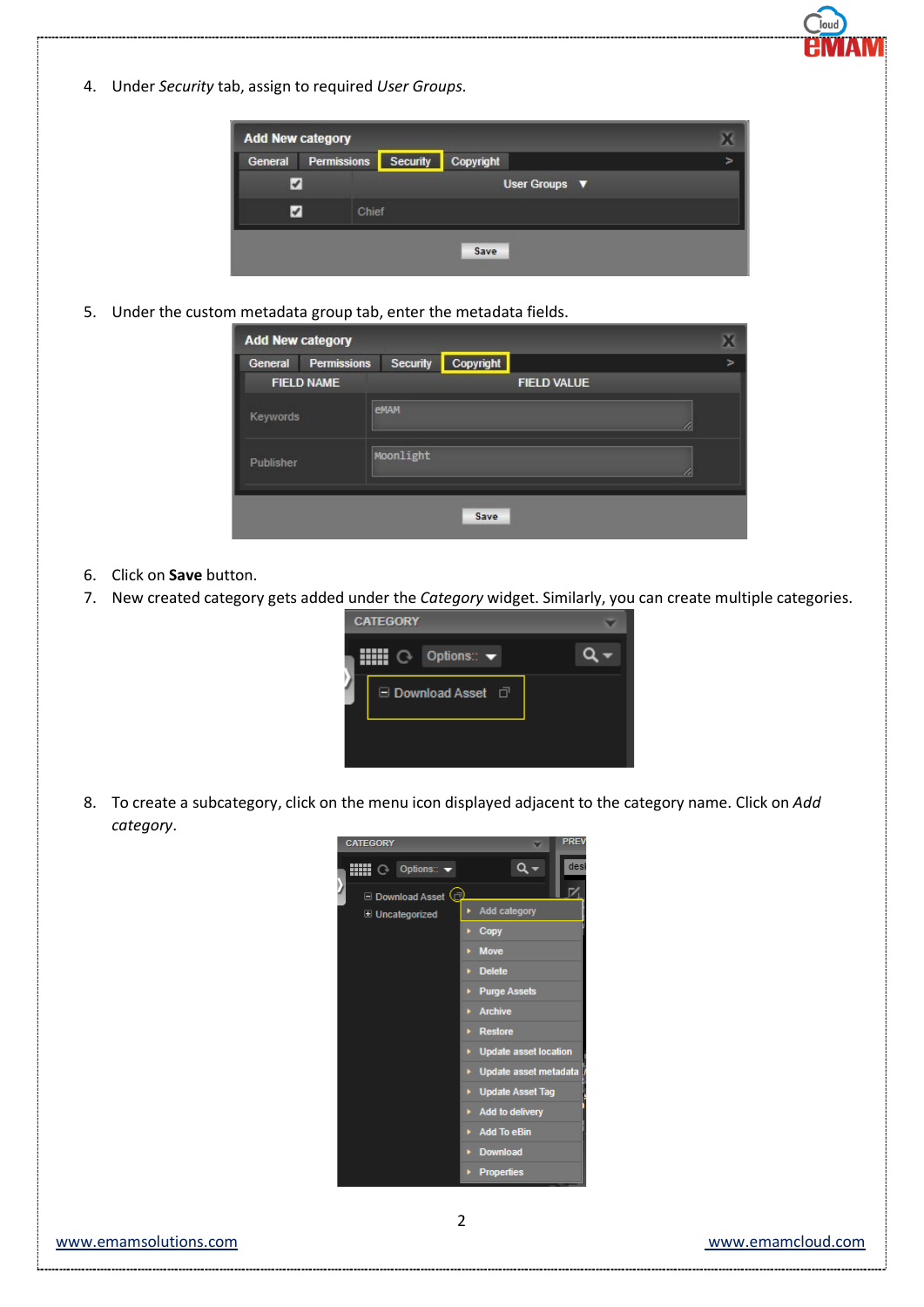4. Under *Security* tab, assign to required *User Groups*.

5. Under the custom metadata group tab, enter the metadata fields.

6. Click on **Save** button.
7. New created category gets added under the *Category* widget. Similarly, you can create multiple categories.

8. To create a subcategory, click on the menu icon displayed adjacent to the category name. Click on *Add category*.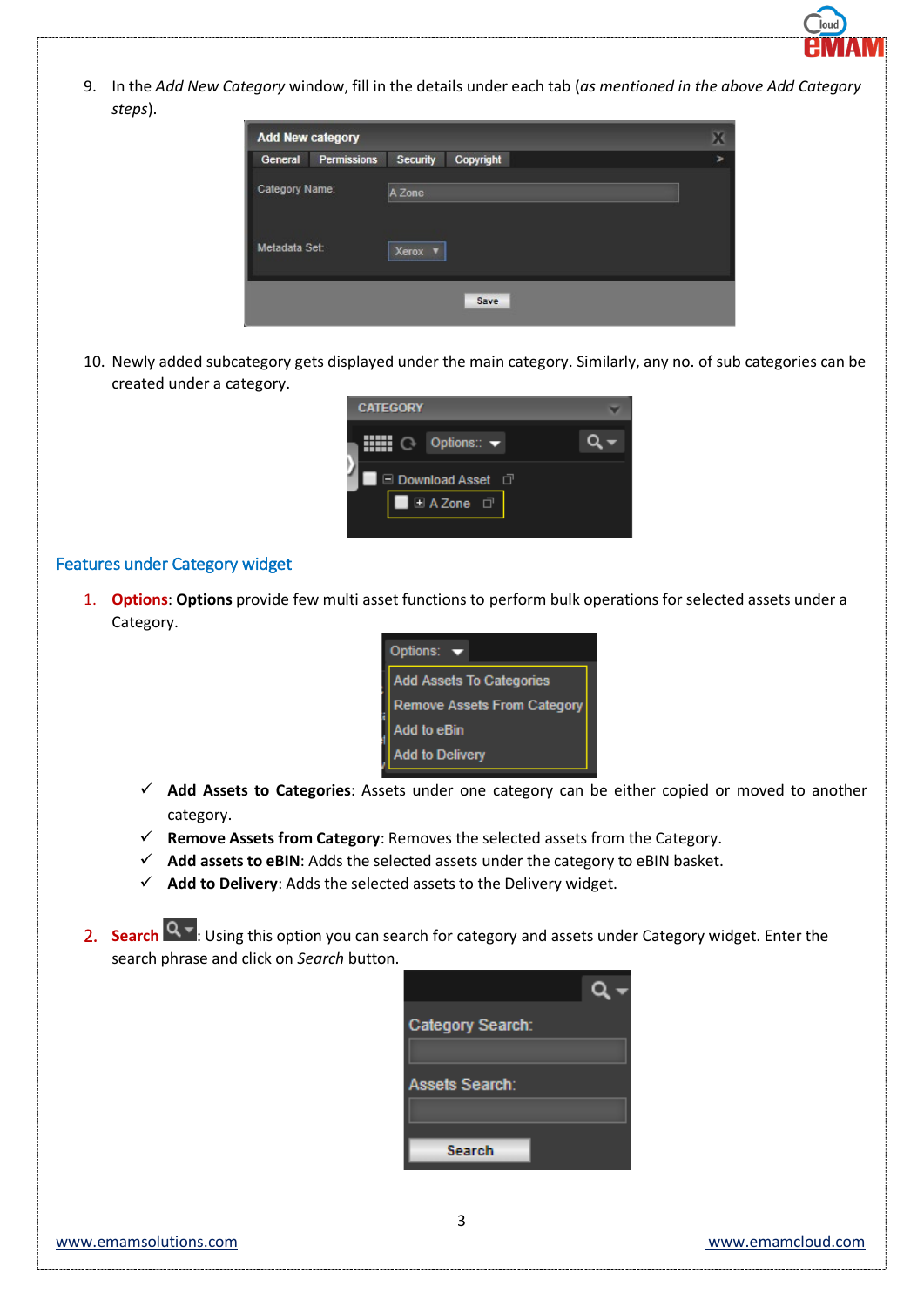9. In the *Add New Category* window, fill in the details under each tab (*as mentioned in the above Add Category steps*).

10. Newly added subcategory gets displayed under the main category. Similarly, any no. of sub categories can be created under a category.

## Features under Category widget

1. **Options**: **Options** provide few multi asset functions to perform bulk operations for selected assets under a Category.

   - ✓ **Add Assets to Categories**: Assets under one category can be either copied or moved to another category.
   - ✓ **Remove Assets from Category**: Removes the selected assets from the Category.
   - ✓ **Add assets to eBIN**: Adds the selected assets under the category to eBIN basket.
   - ✓ **Add to Delivery**: Adds the selected assets to the Delivery widget.

2. **Search**: Using this option you can search for category and assets under Category widget. Enter the search phrase and click on *Search* button.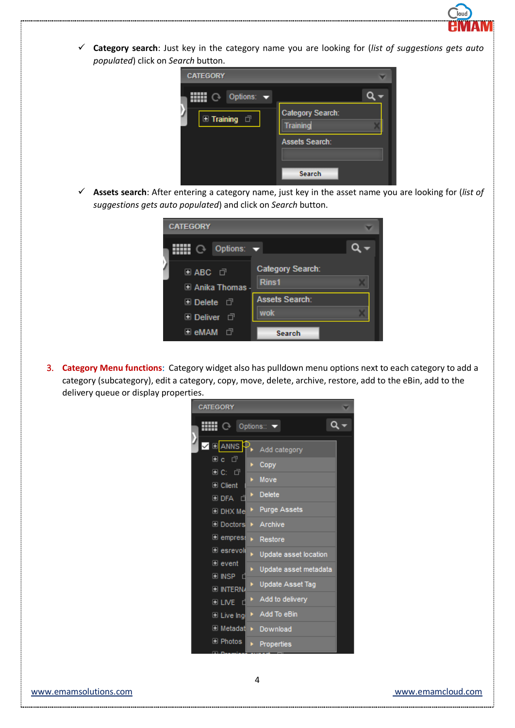- ✓ **Category search**: Just key in the category name you are looking for (*list of suggestions gets auto populated*) click on *Search* button.

- ✓ **Assets search**: After entering a category name, just key in the asset name you are looking for (*list of suggestions gets auto populated*) and click on *Search* button.

3. **Category Menu functions**: Category widget also has pulldown menu options next to each category to add a category (subcategory), edit a category, copy, move, delete, archive, restore, add to the eBin, add to the delivery queue or display properties.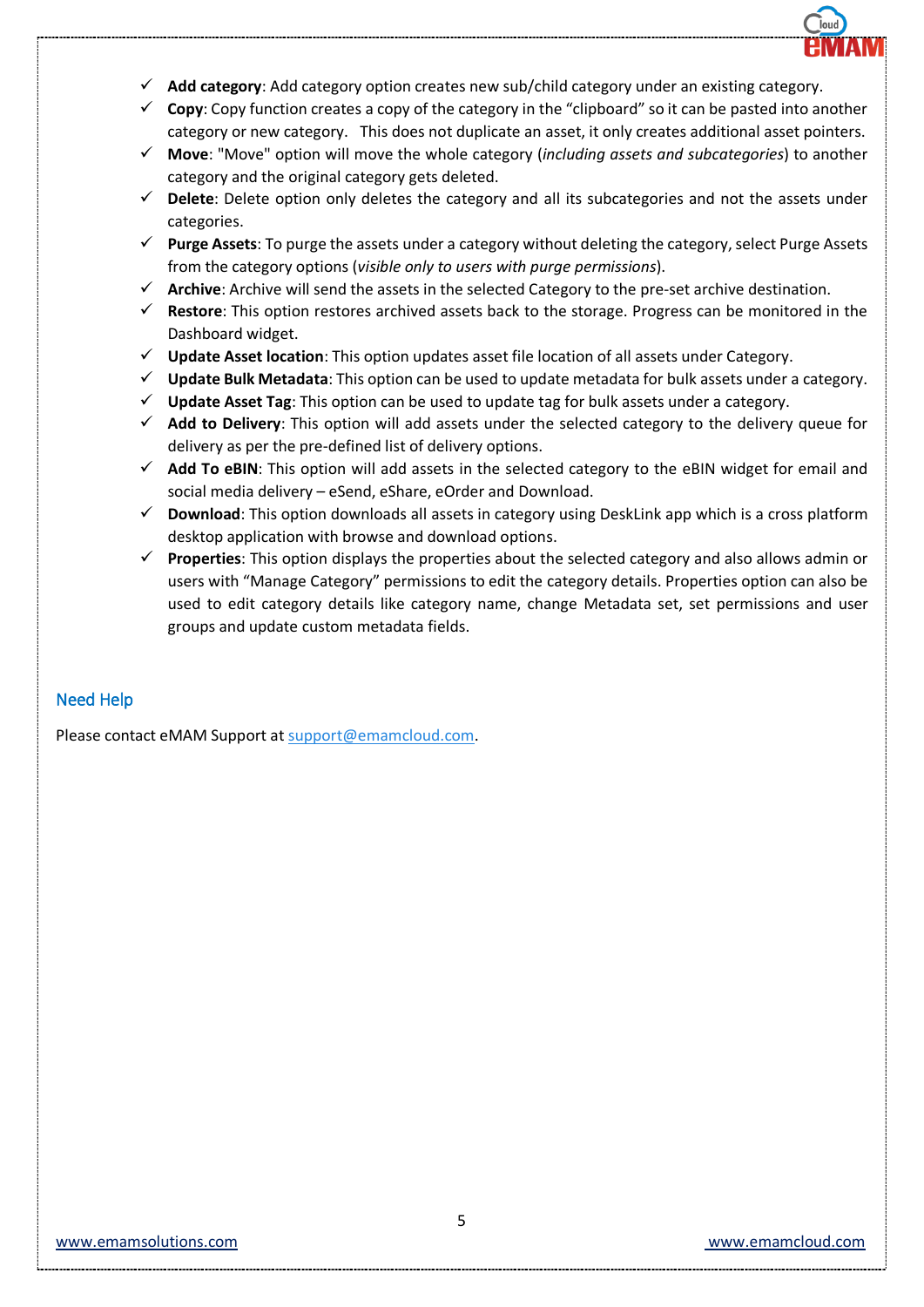- ✓ **Add category**: Add category option creates new sub/child category under an existing category.
- ✓ **Copy**: Copy function creates a copy of the category in the "clipboard" so it can be pasted into another category or new category. This does not duplicate an asset, it only creates additional asset pointers.
- ✓ **Move**: "Move" option will move the whole category (*including assets and subcategories*) to another category and the original category gets deleted.
- ✓ **Delete**: Delete option only deletes the category and all its subcategories and not the assets under categories.
- ✓ **Purge Assets**: To purge the assets under a category without deleting the category, select Purge Assets from the category options (*visible only to users with purge permissions*).
- ✓ **Archive**: Archive will send the assets in the selected Category to the pre-set archive destination.
- ✓ **Restore**: This option restores archived assets back to the storage. Progress can be monitored in the Dashboard widget.
- ✓ **Update Asset location**: This option updates asset file location of all assets under Category.
- ✓ **Update Bulk Metadata**: This option can be used to update metadata for bulk assets under a category.
- ✓ **Update Asset Tag**: This option can be used to update tag for bulk assets under a category.
- ✓ **Add to Delivery**: This option will add assets under the selected category to the delivery queue for delivery as per the pre-defined list of delivery options.
- ✓ **Add To eBIN**: This option will add assets in the selected category to the eBIN widget for email and social media delivery – eSend, eShare, eOrder and Download.
- ✓ **Download**: This option downloads all assets in category using DeskLink app which is a cross platform desktop application with browse and download options.
- ✓ **Properties**: This option displays the properties about the selected category and also allows admin or users with "Manage Category" permissions to edit the category details. Properties option can also be used to edit category details like category name, change Metadata set, set permissions and user groups and update custom metadata fields.

## Need Help

Please contact eMAM Support at support@emamcloud.com.